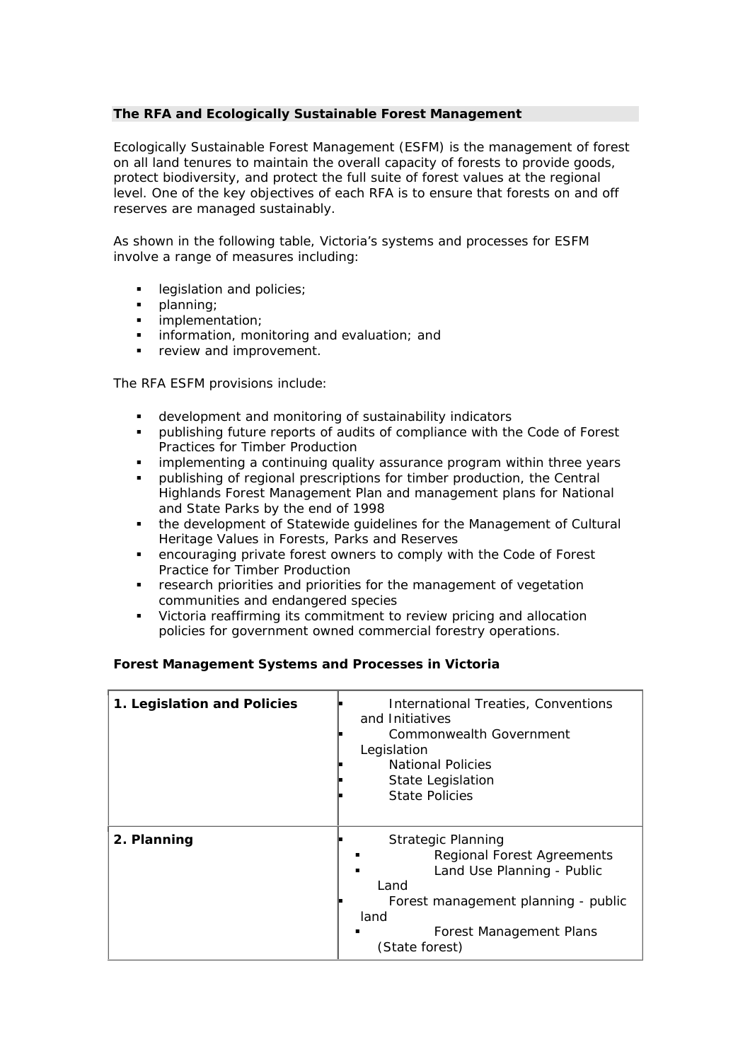## The RFA and Ecologically Sustainable Forest Management

Ecologically Sustainable Forest Management (ESFM) is the management of forest on all land tenures to maintain the overall capacity of forests to provide goods, protect biodiversity, and protect the full suite of forest values at the regional level. One of the key objectives of each RFA is to ensure that forests on and off reserves are managed sustainably.

As shown in the following table, Victoria's systems and processes for ESFM involve a range of measures including:

- legislation and policies;
- planning;
- implementation;
- information, monitoring and evaluation; and
- review and improvement.

The RFA ESFM provisions include:

- development and monitoring of sustainability indicators
- publishing future reports of audits of compliance with the Code of Forest Practices for Timber Production
- implementing a continuing quality assurance program within three years
- publishing of regional prescriptions for timber production, the Central Highlands Forest Management Plan and management plans for National and State Parks by the end of 1998
- the development of Statewide guidelines for the Management of Cultural Heritage Values in Forests, Parks and Reserves
- encouraging private forest owners to comply with the Code of Forest Practice for Timber Production
- research priorities and priorities for the management of vegetation communities and endangered species
- Victoria reaffirming its commitment to review pricing and allocation policies for government owned commercial forestry operations.

**Forest Management Systems and Processes in Victoria**

| | |
|---|---|
| **1. Legislation and Policies** | ▪ International Treaties, Conventions and Initiatives<br>▪ Commonwealth Government Legislation<br>▪ National Policies<br>▪ State Legislation<br>▪ State Policies |
| **2. Planning** | ▪ Strategic Planning<br>&nbsp;&nbsp;▪ Regional Forest Agreements<br>&nbsp;&nbsp;▪ Land Use Planning - Public Land<br>▪ Forest management planning - public land<br>&nbsp;&nbsp;▪ Forest Management Plans (State forest) |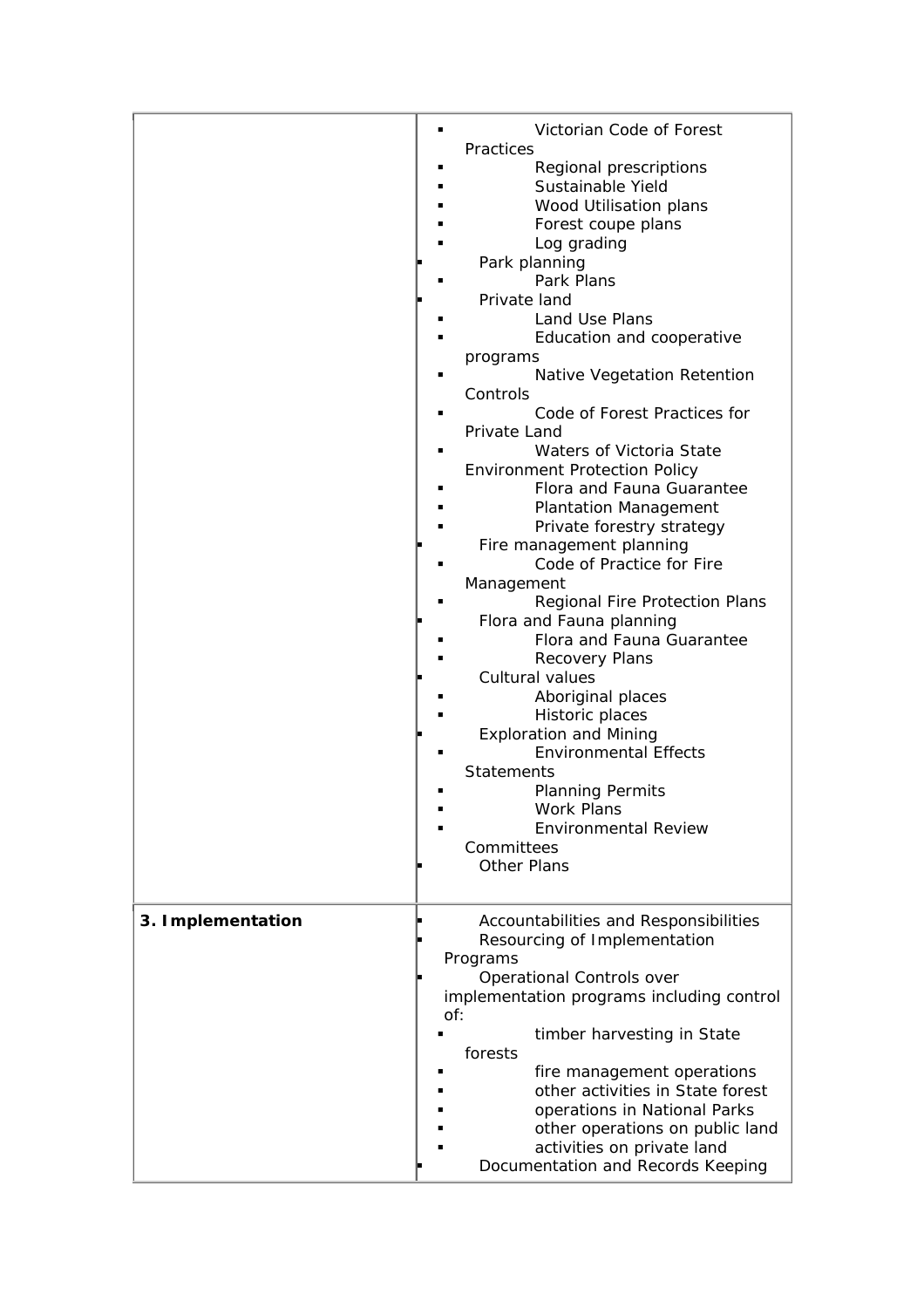| | |
|---|---|
| | ▪ Victorian Code of Forest Practices<br>▪ Regional prescriptions<br>▪ Sustainable Yield<br>▪ Wood Utilisation plans<br>▪ Forest coupe plans<br>▪ Log grading<br>▪ Park planning<br>▪ Park Plans<br>▪ Private land<br>▪ Land Use Plans<br>▪ Education and cooperative programs<br>▪ Native Vegetation Retention Controls<br>▪ Code of Forest Practices for Private Land<br>▪ Waters of Victoria State Environment Protection Policy<br>▪ Flora and Fauna Guarantee<br>▪ Plantation Management<br>▪ Private forestry strategy<br>▪ Fire management planning<br>▪ Code of Practice for Fire Management<br>▪ Regional Fire Protection Plans<br>▪ Flora and Fauna planning<br>▪ Flora and Fauna Guarantee<br>▪ Recovery Plans<br>▪ Cultural values<br>▪ Aboriginal places<br>▪ Historic places<br>▪ Exploration and Mining<br>▪ Environmental Effects Statements<br>▪ Planning Permits<br>▪ Work Plans<br>▪ Environmental Review Committees<br>▪ Other Plans |
| **3. Implementation** | ▪ Accountabilities and Responsibilities<br>▪ Resourcing of Implementation Programs<br>▪ Operational Controls over implementation programs including control of:<br>▪ timber harvesting in State forests<br>▪ fire management operations<br>▪ other activities in State forest<br>▪ operations in National Parks<br>▪ other operations on public land<br>▪ activities on private land<br>▪ Documentation and Records Keeping |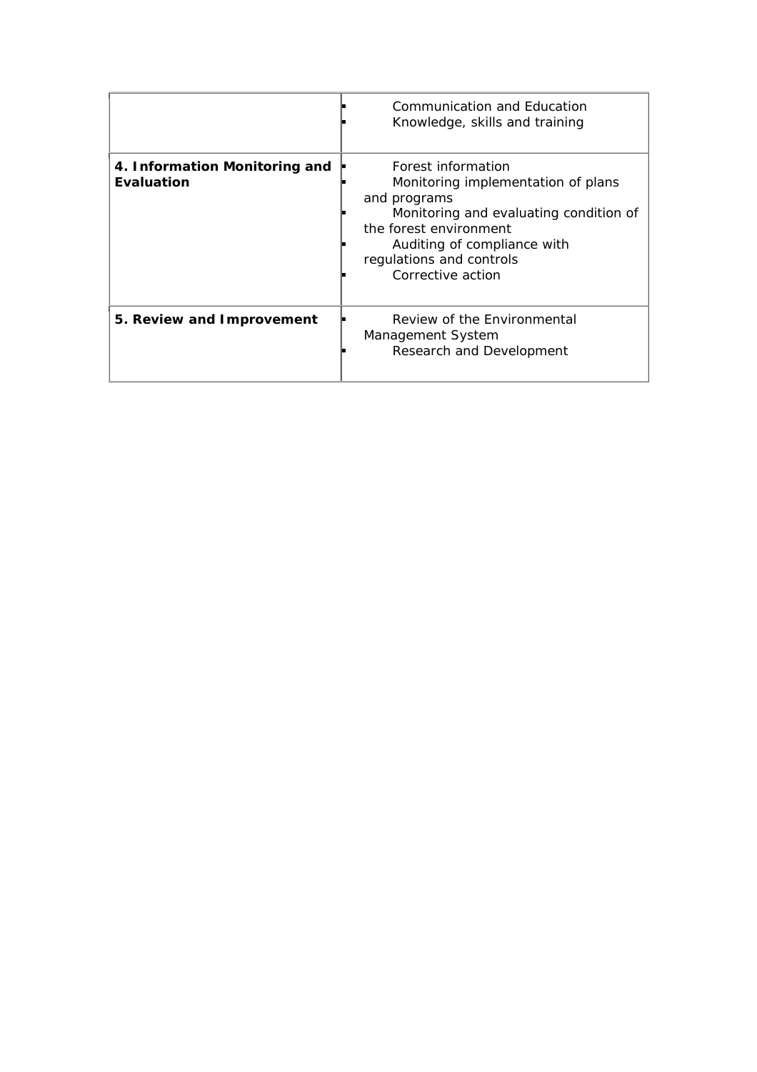| | |
|---|---|
| | - Communication and Education<br>- Knowledge, skills and training |
| **4. Information Monitoring and Evaluation** | - Forest information<br>- Monitoring implementation of plans and programs<br>- Monitoring and evaluating condition of the forest environment<br>- Auditing of compliance with regulations and controls<br>- Corrective action |
| **5. Review and Improvement** | - Review of the Environmental Management System<br>- Research and Development |